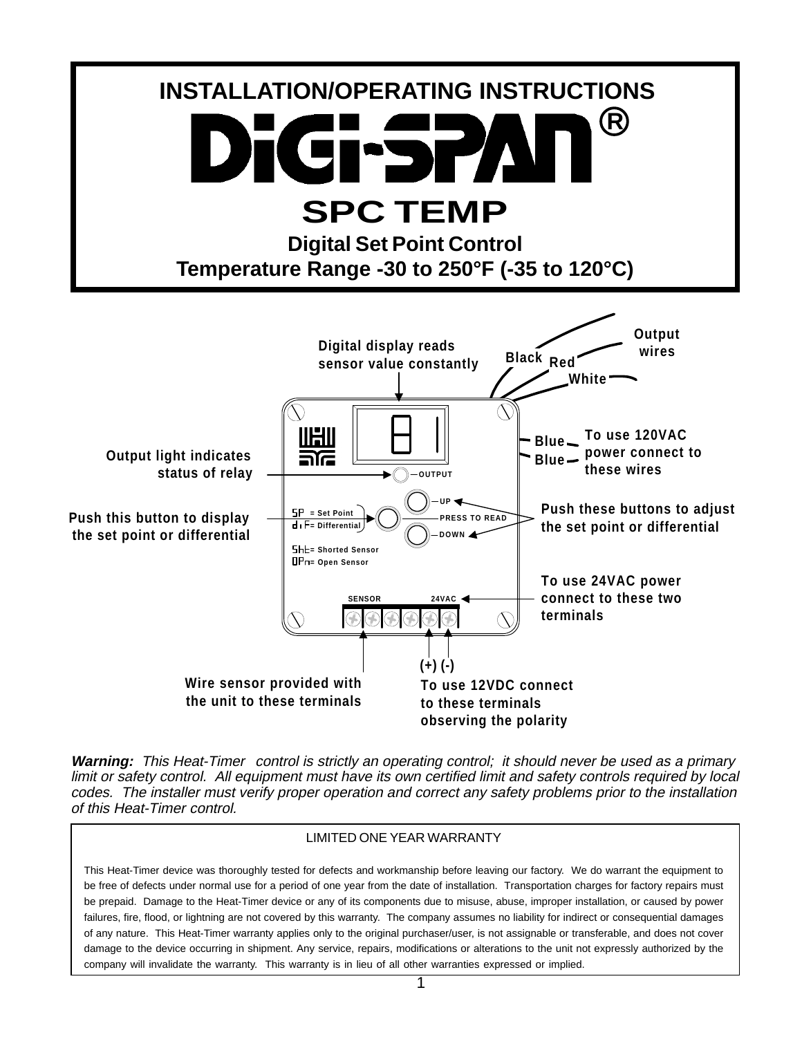# INSTALLATION/OPERATING INSTRUCTIONS

# DiGi-SPAN®

## SPC TEMP

### Digital Set Point Control

### Temperature Range -30 to 250°F (-35 to 120°C)

Digital display reads sensor value constantly

Output wires

Black

Red

White

Blue

Blue

To use 120VAC power connect to these wires

Output light indicates status of relay

OUTPUT

UP

PRESS TO READ

DOWN

Push these buttons to adjust the set point or differential

Push this button to display the set point or differential

SP = Set Point

diF= Differential

ShT= Shorted Sensor

OPn= Open Sensor

SENSOR

24VAC

To use 24VAC power connect to these two terminals

(+) (-)

Wire sensor provided with the unit to these terminals

To use 12VDC connect to these terminals observing the polarity

***Warning:*** *This Heat-Timer control is strictly an operating control; it should never be used as a primary limit or safety control. All equipment must have its own certified limit and safety controls required by local codes. The installer must verify proper operation and correct any safety problems prior to the installation of this Heat-Timer control.*

LIMITED ONE YEAR WARRANTY

This Heat-Timer device was thoroughly tested for defects and workmanship before leaving our factory. We do warrant the equipment to be free of defects under normal use for a period of one year from the date of installation. Transportation charges for factory repairs must be prepaid. Damage to the Heat-Timer device or any of its components due to misuse, abuse, improper installation, or caused by power failures, fire, flood, or lightning are not covered by this warranty. The company assumes no liability for indirect or consequential damages of any nature. This Heat-Timer warranty applies only to the original purchaser/user, is not assignable or transferable, and does not cover damage to the device occurring in shipment. Any service, repairs, modifications or alterations to the unit not expressly authorized by the company will invalidate the warranty. This warranty is in lieu of all other warranties expressed or implied.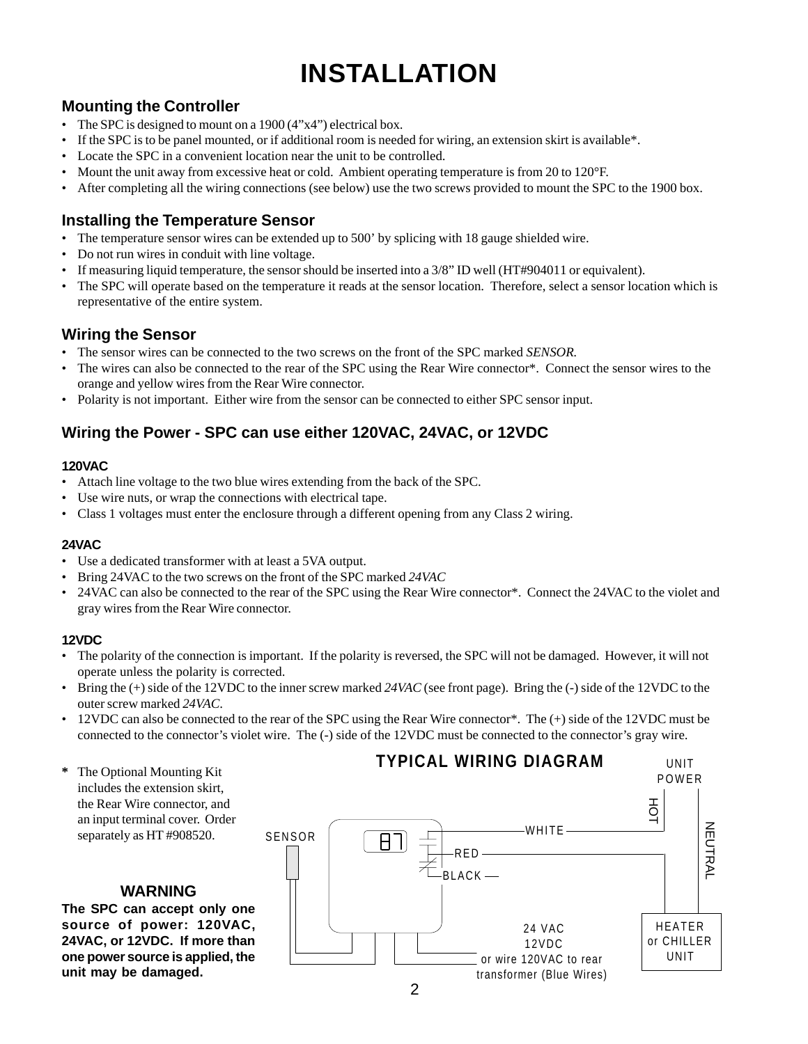# INSTALLATION

## Mounting the Controller

- The SPC is designed to mount on a 1900 (4"x4") electrical box.
- If the SPC is to be panel mounted, or if additional room is needed for wiring, an extension skirt is available*.
- Locate the SPC in a convenient location near the unit to be controlled.
- Mount the unit away from excessive heat or cold. Ambient operating temperature is from 20 to 120°F.
- After completing all the wiring connections (see below) use the two screws provided to mount the SPC to the 1900 box.

## Installing the Temperature Sensor

- The temperature sensor wires can be extended up to 500' by splicing with 18 gauge shielded wire.
- Do not run wires in conduit with line voltage.
- If measuring liquid temperature, the sensor should be inserted into a 3/8" ID well (HT#904011 or equivalent).
- The SPC will operate based on the temperature it reads at the sensor location. Therefore, select a sensor location which is representative of the entire system.

## Wiring the Sensor

- The sensor wires can be connected to the two screws on the front of the SPC marked *SENSOR*.
- The wires can also be connected to the rear of the SPC using the Rear Wire connector*. Connect the sensor wires to the orange and yellow wires from the Rear Wire connector.
- Polarity is not important. Either wire from the sensor can be connected to either SPC sensor input.

## Wiring the Power - SPC can use either 120VAC, 24VAC, or 12VDC

### 120VAC

- Attach line voltage to the two blue wires extending from the back of the SPC.
- Use wire nuts, or wrap the connections with electrical tape.
- Class 1 voltages must enter the enclosure through a different opening from any Class 2 wiring.

### 24VAC

- Use a dedicated transformer with at least a 5VA output.
- Bring 24VAC to the two screws on the front of the SPC marked *24VAC*
- 24VAC can also be connected to the rear of the SPC using the Rear Wire connector*. Connect the 24VAC to the violet and gray wires from the Rear Wire connector.

### 12VDC

- The polarity of the connection is important. If the polarity is reversed, the SPC will not be damaged. However, it will not operate unless the polarity is corrected.
- Bring the (+) side of the 12VDC to the inner screw marked *24VAC* (see front page). Bring the (-) side of the 12VDC to the outer screw marked *24VAC*.
- 12VDC can also be connected to the rear of the SPC using the Rear Wire connector*. The (+) side of the 12VDC must be connected to the connector's violet wire. The (-) side of the 12VDC must be connected to the connector's gray wire.

**\*** The Optional Mounting Kit includes the extension skirt, the Rear Wire connector, and an input terminal cover. Order separately as HT #908520.

**WARNING**

**The SPC can accept only one source of power: 120VAC, 24VAC, or 12VDC. If more than one power source is applied, the unit may be damaged.**

**TYPICAL WIRING DIAGRAM**

UNIT POWER

HOT

NEUTRAL

SENSOR

87

WHITE

RED

BLACK

24 VAC
12VDC
or wire 120VAC to rear transformer (Blue Wires)

HEATER or CHILLER UNIT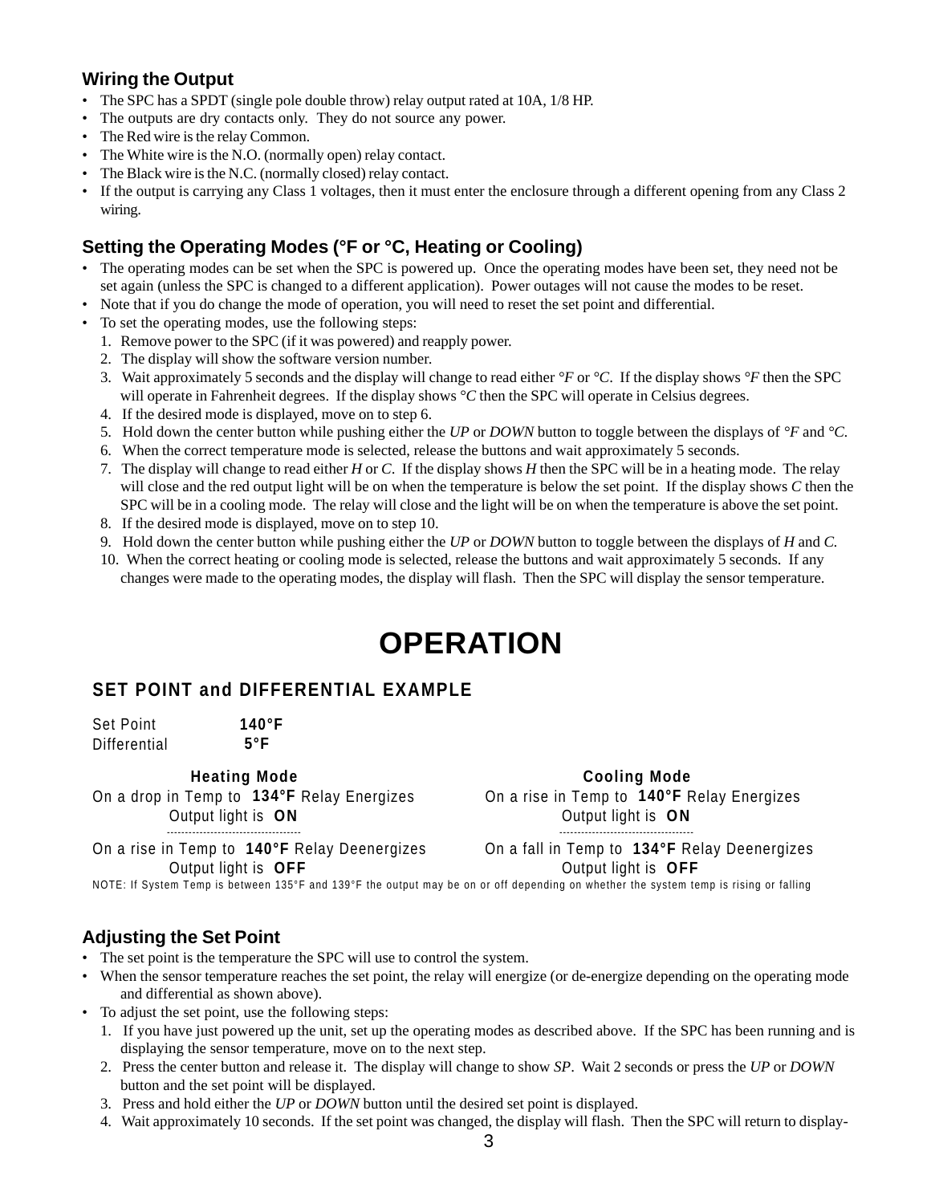### Wiring the Output

- The SPC has a SPDT (single pole double throw) relay output rated at 10A, 1/8 HP.
- The outputs are dry contacts only. They do not source any power.
- The Red wire is the relay Common.
- The White wire is the N.O. (normally open) relay contact.
- The Black wire is the N.C. (normally closed) relay contact.
- If the output is carrying any Class 1 voltages, then it must enter the enclosure through a different opening from any Class 2 wiring.

### Setting the Operating Modes (°F or °C, Heating or Cooling)

- The operating modes can be set when the SPC is powered up. Once the operating modes have been set, they need not be set again (unless the SPC is changed to a different application). Power outages will not cause the modes to be reset.
- Note that if you do change the mode of operation, you will need to reset the set point and differential.
- To set the operating modes, use the following steps:
  1. Remove power to the SPC (if it was powered) and reapply power.
  2. The display will show the software version number.
  3. Wait approximately 5 seconds and the display will change to read either *°F* or *°C*. If the display shows *°F* then the SPC will operate in Fahrenheit degrees. If the display shows *°C* then the SPC will operate in Celsius degrees.
  4. If the desired mode is displayed, move on to step 6.
  5. Hold down the center button while pushing either the *UP* or *DOWN* button to toggle between the displays of *°F* and *°C*.
  6. When the correct temperature mode is selected, release the buttons and wait approximately 5 seconds.
  7. The display will change to read either *H* or *C*. If the display shows *H* then the SPC will be in a heating mode. The relay will close and the red output light will be on when the temperature is below the set point. If the display shows *C* then the SPC will be in a cooling mode. The relay will close and the light will be on when the temperature is above the set point.
  8. If the desired mode is displayed, move on to step 10.
  9. Hold down the center button while pushing either the *UP* or *DOWN* button to toggle between the displays of *H* and *C*.
  10. When the correct heating or cooling mode is selected, release the buttons and wait approximately 5 seconds. If any changes were made to the operating modes, the display will flash. Then the SPC will display the sensor temperature.

# OPERATION

## SET POINT and DIFFERENTIAL EXAMPLE

Set Point **140°F**
Differential **5°F**

| Heating Mode | Cooling Mode |
| --- | --- |
| On a drop in Temp to **134°F** Relay Energizes<br>Output light is **ON** | On a rise in Temp to **140°F** Relay Energizes<br>Output light is **ON** |
| On a rise in Temp to **140°F** Relay Deenergizes<br>Output light is **OFF** | On a fall in Temp to **134°F** Relay Deenergizes<br>Output light is **OFF** |

NOTE: If System Temp is between 135°F and 139°F the output may be on or off depending on whether the system temp is rising or falling

### Adjusting the Set Point

- The set point is the temperature the SPC will use to control the system.
- When the sensor temperature reaches the set point, the relay will energize (or de-energize depending on the operating mode and differential as shown above).
- To adjust the set point, use the following steps:
  1. If you have just powered up the unit, set up the operating modes as described above. If the SPC has been running and is displaying the sensor temperature, move on to the next step.
  2. Press the center button and release it. The display will change to show *SP*. Wait 2 seconds or press the *UP* or *DOWN* button and the set point will be displayed.
  3. Press and hold either the *UP* or *DOWN* button until the desired set point is displayed.
  4. Wait approximately 10 seconds. If the set point was changed, the display will flash. Then the SPC will return to display-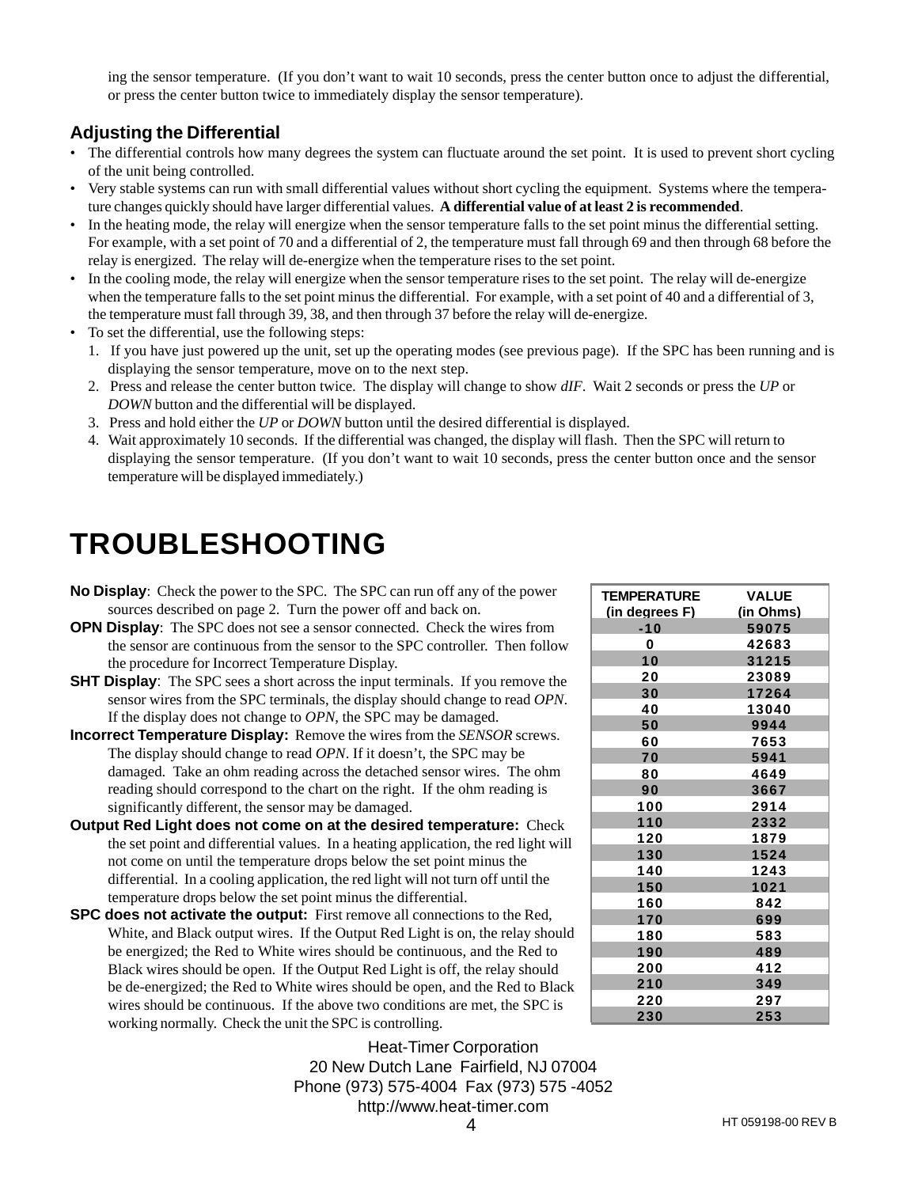ing the sensor temperature. (If you don't want to wait 10 seconds, press the center button once to adjust the differential, or press the center button twice to immediately display the sensor temperature).

### Adjusting the Differential

- The differential controls how many degrees the system can fluctuate around the set point. It is used to prevent short cycling of the unit being controlled.
- Very stable systems can run with small differential values without short cycling the equipment. Systems where the temperature changes quickly should have larger differential values. **A differential value of at least 2 is recommended**.
- In the heating mode, the relay will energize when the sensor temperature falls to the set point minus the differential setting. For example, with a set point of 70 and a differential of 2, the temperature must fall through 69 and then through 68 before the relay is energized. The relay will de-energize when the temperature rises to the set point.
- In the cooling mode, the relay will energize when the sensor temperature rises to the set point. The relay will de-energize when the temperature falls to the set point minus the differential. For example, with a set point of 40 and a differential of 3, the temperature must fall through 39, 38, and then through 37 before the relay will de-energize.
- To set the differential, use the following steps:
  1. If you have just powered up the unit, set up the operating modes (see previous page). If the SPC has been running and is displaying the sensor temperature, move on to the next step.
  2. Press and release the center button twice. The display will change to show *dIF*. Wait 2 seconds or press the *UP* or *DOWN* button and the differential will be displayed.
  3. Press and hold either the *UP* or *DOWN* button until the desired differential is displayed.
  4. Wait approximately 10 seconds. If the differential was changed, the display will flash. Then the SPC will return to displaying the sensor temperature. (If you don't want to wait 10 seconds, press the center button once and the sensor temperature will be displayed immediately.)

# TROUBLESHOOTING

**No Display**: Check the power to the SPC. The SPC can run off any of the power sources described on page 2. Turn the power off and back on.

**OPN Display**: The SPC does not see a sensor connected. Check the wires from the sensor are continuous from the sensor to the SPC controller. Then follow the procedure for Incorrect Temperature Display.

**SHT Display**: The SPC sees a short across the input terminals. If you remove the sensor wires from the SPC terminals, the display should change to read *OPN*. If the display does not change to *OPN*, the SPC may be damaged.

**Incorrect Temperature Display:** Remove the wires from the *SENSOR* screws. The display should change to read *OPN*. If it doesn't, the SPC may be damaged. Take an ohm reading across the detached sensor wires. The ohm reading should correspond to the chart on the right. If the ohm reading is significantly different, the sensor may be damaged.

**Output Red Light does not come on at the desired temperature:** Check the set point and differential values. In a heating application, the red light will not come on until the temperature drops below the set point minus the differential. In a cooling application, the red light will not turn off until the temperature drops below the set point minus the differential.

**SPC does not activate the output:** First remove all connections to the Red, White, and Black output wires. If the Output Red Light is on, the relay should be energized; the Red to White wires should be continuous, and the Red to Black wires should be open. If the Output Red Light is off, the relay should be de-energized; the Red to White wires should be open, and the Red to Black wires should be continuous. If the above two conditions are met, the SPC is working normally. Check the unit the SPC is controlling.

| TEMPERATURE (in degrees F) | VALUE (in Ohms) |
|---|---|
| -10 | 59075 |
| 0 | 42683 |
| 10 | 31215 |
| 20 | 23089 |
| 30 | 17264 |
| 40 | 13040 |
| 50 | 9944 |
| 60 | 7653 |
| 70 | 5941 |
| 80 | 4649 |
| 90 | 3667 |
| 100 | 2914 |
| 110 | 2332 |
| 120 | 1879 |
| 130 | 1524 |
| 140 | 1243 |
| 150 | 1021 |
| 160 | 842 |
| 170 | 699 |
| 180 | 583 |
| 190 | 489 |
| 200 | 412 |
| 210 | 349 |
| 220 | 297 |
| 230 | 253 |

Heat-Timer Corporation
20 New Dutch Lane Fairfield, NJ 07004
Phone (973) 575-4004 Fax (973) 575 -4052
http://www.heat-timer.com

HT 059198-00 REV B